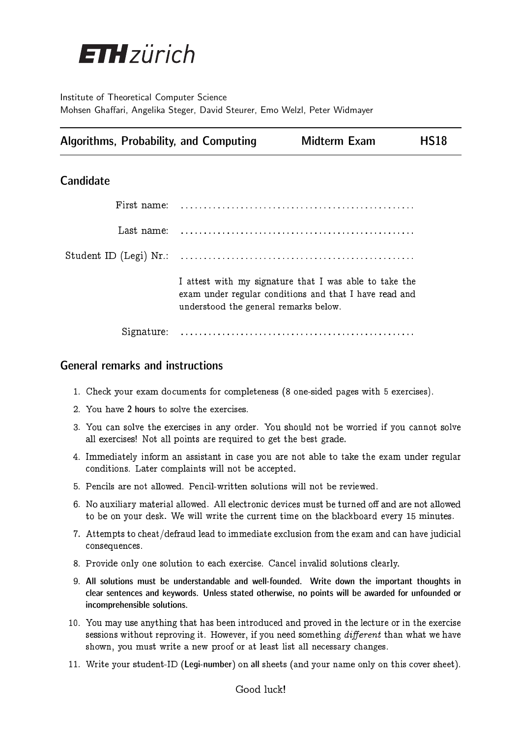# ETH zürich

Institute of Theoretical Computer Science
Mohsen Ghaffari, Angelika Steger, David Steurer, Emo Welzl, Peter Widmayer

| Algorithms, Probability, and Computing | Midterm Exam | HS18 |
|---|---|---|

## Candidate

First name: ..................................................

Last name: ..................................................

Student ID (Legi) Nr.: ..................................................

I attest with my signature that I was able to take the exam under regular conditions and that I have read and understood the general remarks below.

Signature: ..................................................

## General remarks and instructions

1. Check your exam documents for completeness (8 one-sided pages with 5 exercises).
2. You have **2 hours** to solve the exercises.
3. You can solve the exercises in any order. You should not be worried if you cannot solve all exercises! Not all points are required to get the best grade.
4. Immediately inform an assistant in case you are not able to take the exam under regular conditions. Later complaints will not be accepted.
5. Pencils are not allowed. Pencil-written solutions will not be reviewed.
6. No auxiliary material allowed. All electronic devices must be turned off and are not allowed to be on your desk. We will write the current time on the blackboard every 15 minutes.
7. Attempts to cheat/defraud lead to immediate exclusion from the exam and can have judicial consequences.
8. Provide only one solution to each exercise. Cancel invalid solutions clearly.
9. **All solutions must be understandable and well-founded. Write down the important thoughts in clear sentences and keywords. Unless stated otherwise, no points will be awarded for unfounded or incomprehensible solutions.**
10. You may use anything that has been introduced and proved in the lecture or in the exercise sessions without reproving it. However, if you need something *different* than what we have shown, you must write a new proof or at least list all necessary changes.
11. Write your student-ID (**Legi-number**) on **all** sheets (and your name only on this cover sheet).

Good luck!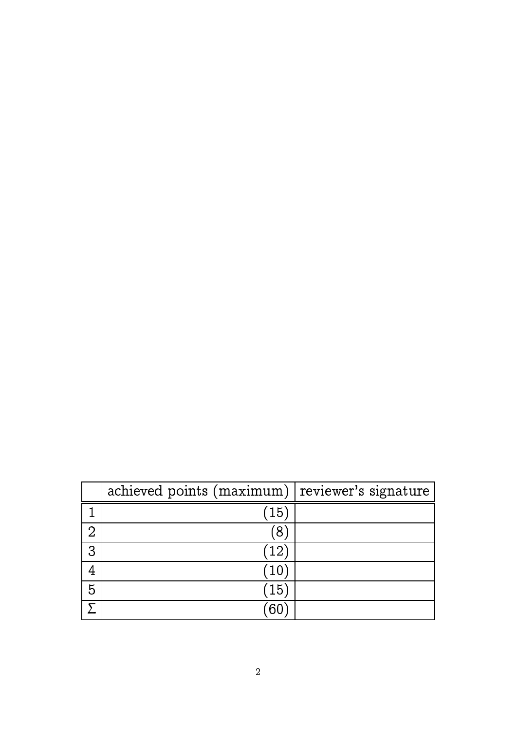| | achieved points (maximum) | reviewer's signature |
|---|---|---|
| 1 | (15) | |
| 2 | (8) | |
| 3 | (12) | |
| 4 | (10) | |
| 5 | (15) | |
| $\Sigma$ | (60) | |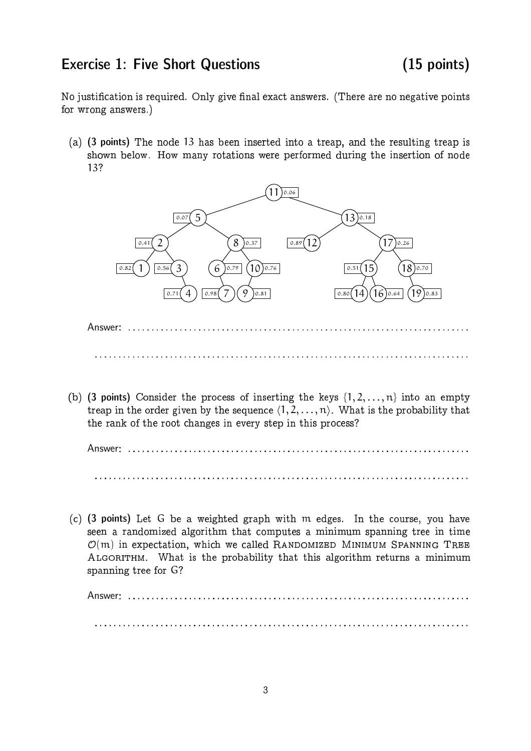## Exercise 1: Five Short Questions (15 points)

No justification is required. Only give final exact answers. (There are no negative points for wrong answers.)

(a) **(3 points)** The node 13 has been inserted into a treap, and the resulting treap is shown below. How many rotations were performed during the insertion of node 13?

Answer: ...........................................................................

...........................................................................

(b) **(3 points)** Consider the process of inserting the keys $\{1, 2, \ldots, n\}$ into an empty treap in the order given by the sequence $\langle 1, 2, \ldots, n \rangle$. What is the probability that the rank of the root changes in every step in this process?

Answer: ...........................................................................

...........................................................................

(c) **(3 points)** Let $G$ be a weighted graph with $m$ edges. In the course, you have seen a randomized algorithm that computes a minimum spanning tree in time $\mathcal{O}(m)$ in expectation, which we called RANDOMIZED MINIMUM SPANNING TREE ALGORITHM. What is the probability that this algorithm returns a minimum spanning tree for $G$?

Answer: ...........................................................................

...........................................................................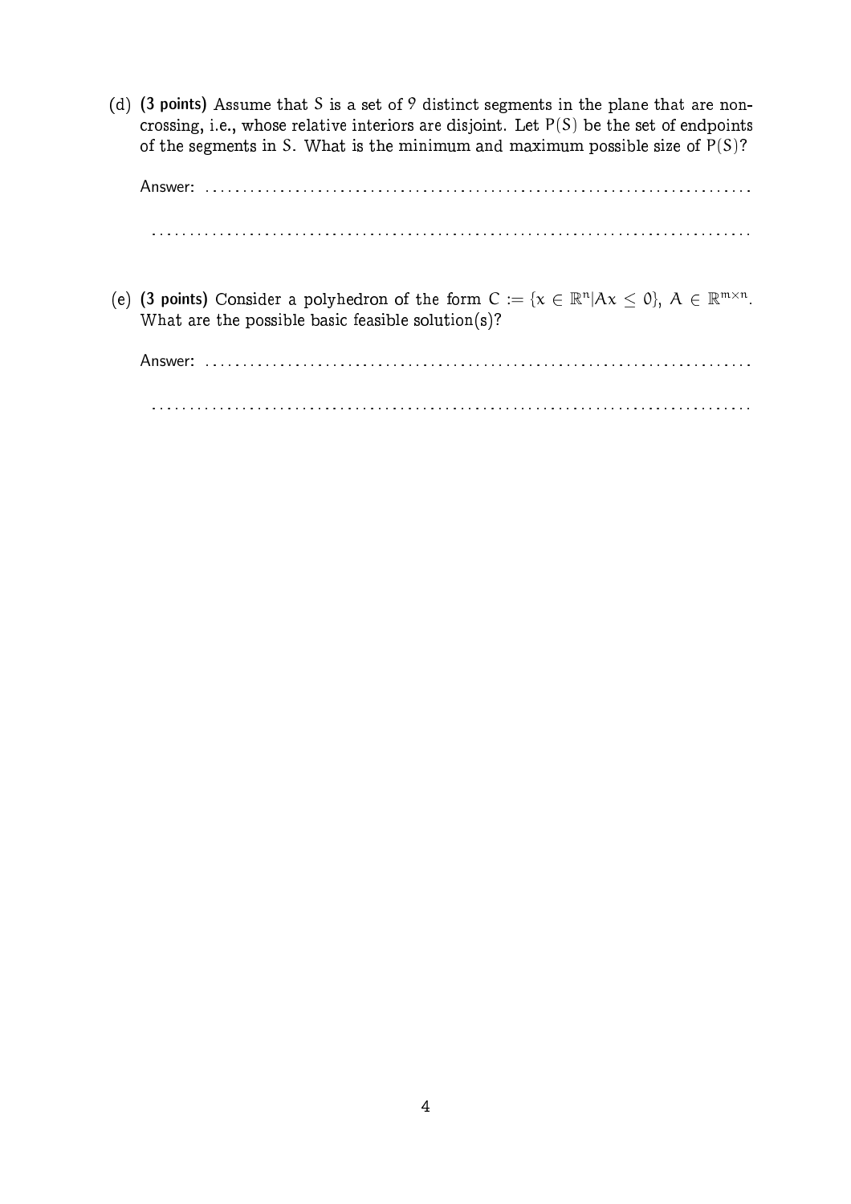(d) **(3 points)** Assume that $S$ is a set of 9 distinct segments in the plane that are non-crossing, i.e., whose relative interiors are disjoint. Let $P(S)$ be the set of endpoints of the segments in $S$. What is the minimum and maximum possible size of $P(S)$?

Answer: ..........................................................................

..........................................................................

(e) **(3 points)** Consider a polyhedron of the form $C := \{x \in \mathbb{R}^n | Ax \leq 0\}$, $A \in \mathbb{R}^{m \times n}$. What are the possible basic feasible solution(s)?

Answer: ..........................................................................

..........................................................................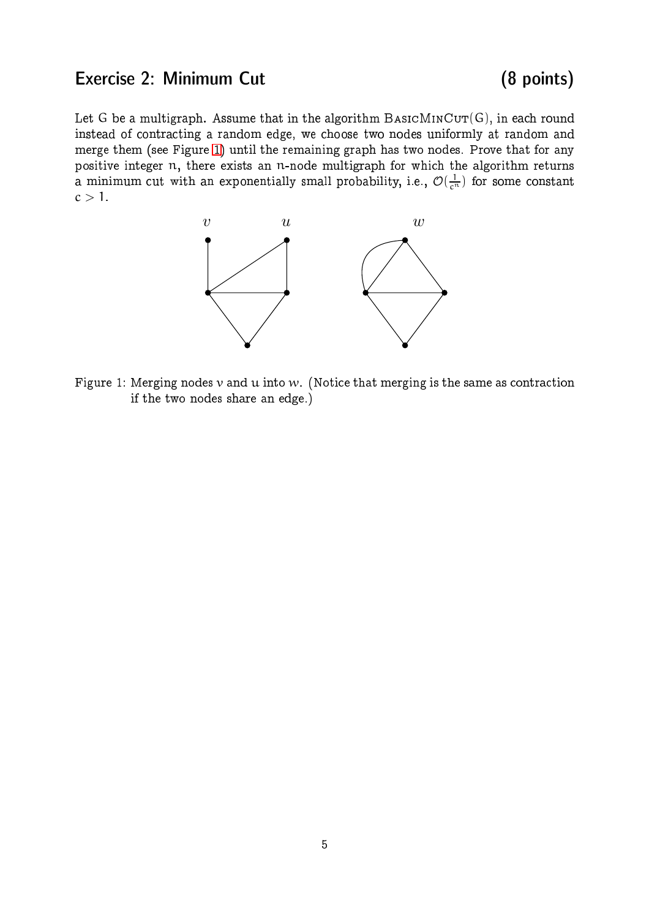## Exercise 2: Minimum Cut (8 points)

Let $G$ be a multigraph. Assume that in the algorithm BasicMinCut($G$), in each round instead of contracting a random edge, we choose two nodes uniformly at random and merge them (see Figure 1) until the remaining graph has two nodes. Prove that for any positive integer $n$, there exists an $n$-node multigraph for which the algorithm returns a minimum cut with an exponentially small probability, i.e., $\mathcal{O}(\frac{1}{c^n})$ for some constant $c > 1$.

$v$ $u$ $w$

Figure 1: Merging nodes $v$ and $u$ into $w$. (Notice that merging is the same as contraction if the two nodes share an edge.)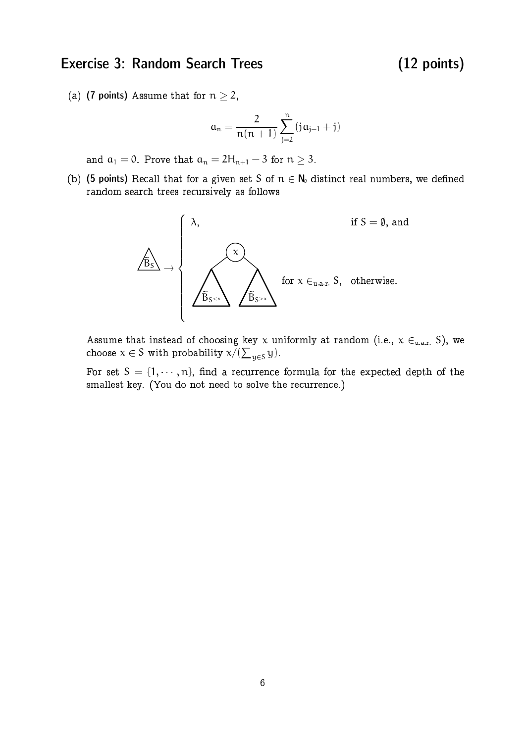## Exercise 3: Random Search Trees (12 points)

(a) **(7 points)** Assume that for $n \geq 2$,

$$a_n = \frac{2}{n(n+1)} \sum_{j=2}^{n} (j a_{j-1} + j)$$

and $a_1 = 0$. Prove that $a_n = 2H_{n+1} - 3$ for $n \geq 3$.

(b) **(5 points)** Recall that for a given set $S$ of $n \in \mathbb{N}_0$ distinct real numbers, we defined random search trees recursively as follows

$$\widetilde{B}_S \to \begin{cases} \lambda, & \text{if } S = \emptyset, \text{ and} \\ \text{tree with root } x, \text{ left subtree } \widetilde{B}_{S<x}, \text{ right subtree } \widetilde{B}_{S>x} & \text{for } x \in_{\text{u.a.r.}} S, \text{ otherwise.} \end{cases}$$

Assume that instead of choosing key $x$ uniformly at random (i.e., $x \in_{\text{u.a.r.}} S$), we choose $x \in S$ with probability $x/(\sum_{y \in S} y)$.

For set $S = \{1, \cdots, n\}$, find a recurrence formula for the expected depth of the smallest key. (You do not need to solve the recurrence.)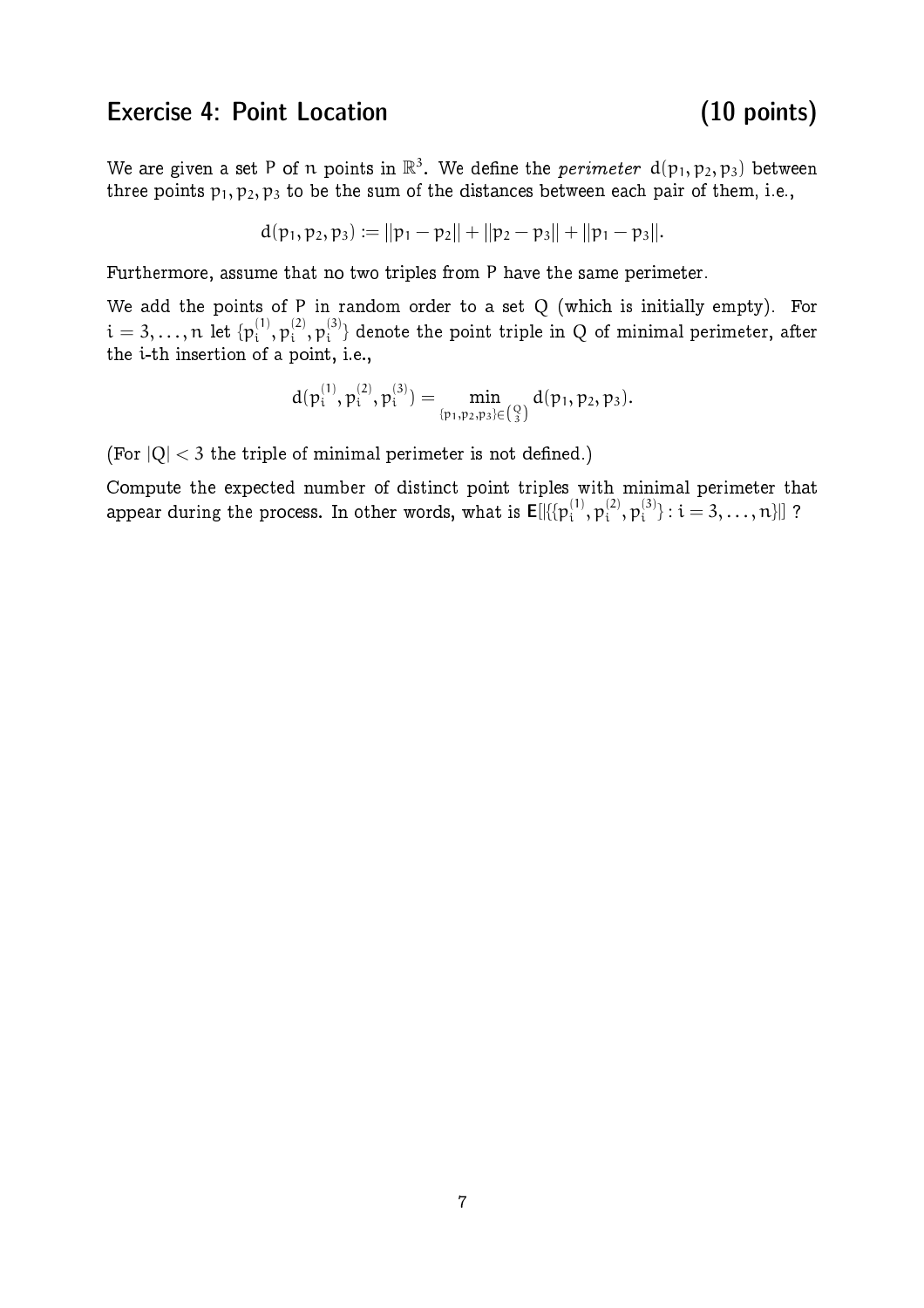## Exercise 4: Point Location (10 points)

We are given a set $P$ of $n$ points in $\mathbb{R}^3$. We define the *perimeter* $d(p_1, p_2, p_3)$ between three points $p_1, p_2, p_3$ to be the sum of the distances between each pair of them, i.e.,

$$d(p_1, p_2, p_3) := ||p_1 - p_2|| + ||p_2 - p_3|| + ||p_1 - p_3||.$$

Furthermore, assume that no two triples from $P$ have the same perimeter.

We add the points of $P$ in random order to a set $Q$ (which is initially empty). For $i = 3, \ldots, n$ let $\{p_i^{(1)}, p_i^{(2)}, p_i^{(3)}\}$ denote the point triple in $Q$ of minimal perimeter, after the $i$-th insertion of a point, i.e.,

$$d(p_i^{(1)}, p_i^{(2)}, p_i^{(3)}) = \min_{\{p_1, p_2, p_3\} \in \binom{Q}{3}} d(p_1, p_2, p_3).$$

(For $|Q| < 3$ the triple of minimal perimeter is not defined.)

Compute the expected number of distinct point triples with minimal perimeter that appear during the process. In other words, what is $\mathbf{E}[|\{\{p_i^{(1)}, p_i^{(2)}, p_i^{(3)}\} : i = 3, \ldots, n\}|]$ ?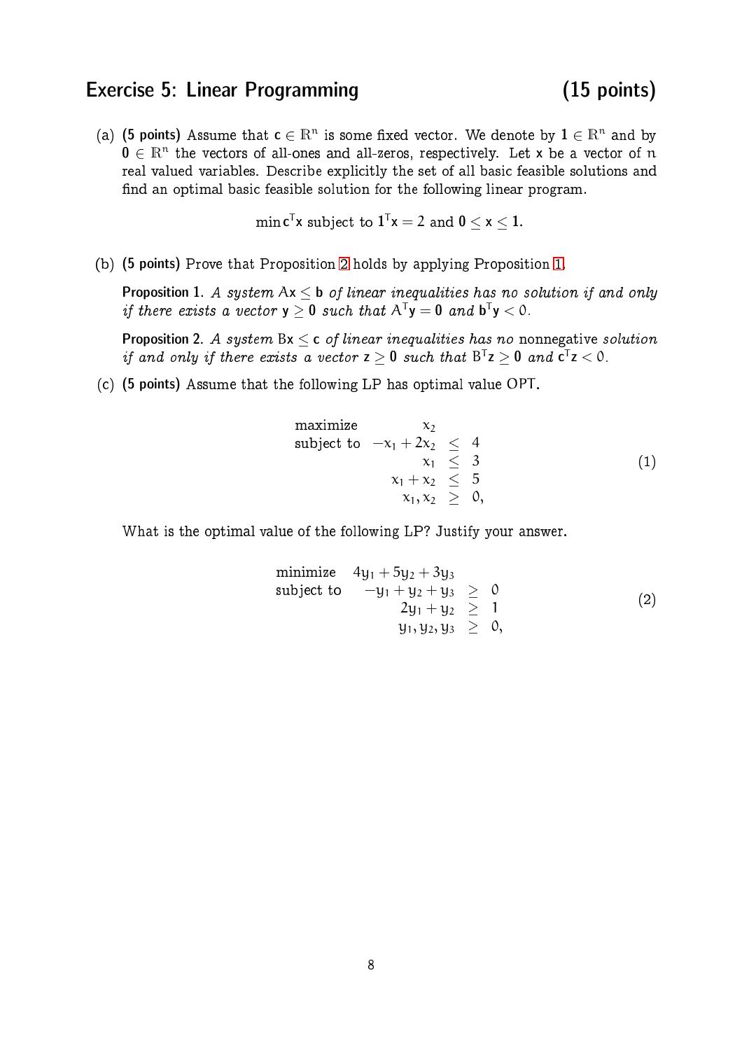## Exercise 5: Linear Programming (15 points)

(a) **(5 points)** Assume that $c \in \mathbb{R}^n$ is some fixed vector. We denote by $\mathbf{1} \in \mathbb{R}^n$ and by $\mathbf{0} \in \mathbb{R}^n$ the vectors of all-ones and all-zeros, respectively. Let $x$ be a vector of $n$ real valued variables. Describe explicitly the set of all basic feasible solutions and find an optimal basic feasible solution for the following linear program.

$$\min c^\mathsf{T} x \text{ subject to } \mathbf{1}^\mathsf{T} x = 2 \text{ and } \mathbf{0} \leq x \leq \mathbf{1}.$$

(b) **(5 points)** Prove that Proposition 2 holds by applying Proposition 1.

**Proposition 1.** *A system $Ax \leq b$ of linear inequalities has no solution if and only if there exists a vector $y \geq \mathbf{0}$ such that $A^\mathsf{T} y = \mathbf{0}$ and $b^\mathsf{T} y < 0$.*

**Proposition 2.** *A system $Bx \leq c$ of linear inequalities has no* nonnegative *solution if and only if there exists a vector $z \geq \mathbf{0}$ such that $B^\mathsf{T} z \geq \mathbf{0}$ and $c^\mathsf{T} z < 0$.*

(c) **(5 points)** Assume that the following LP has optimal value OPT.

$$\begin{array}{lrcl} \text{maximize} & x_2 & & \\ \text{subject to} & -x_1 + 2x_2 & \leq & 4 \\ & x_1 & \leq & 3 \\ & x_1 + x_2 & \leq & 5 \\ & x_1, x_2 & \geq & 0, \end{array} \tag{1}$$

What is the optimal value of the following LP? Justify your answer.

$$\begin{array}{lrcl} \text{minimize} & 4y_1 + 5y_2 + 3y_3 & & \\ \text{subject to} & -y_1 + y_2 + y_3 & \geq & 0 \\ & 2y_1 + y_2 & \geq & 1 \\ & y_1, y_2, y_3 & \geq & 0, \end{array} \tag{2}$$